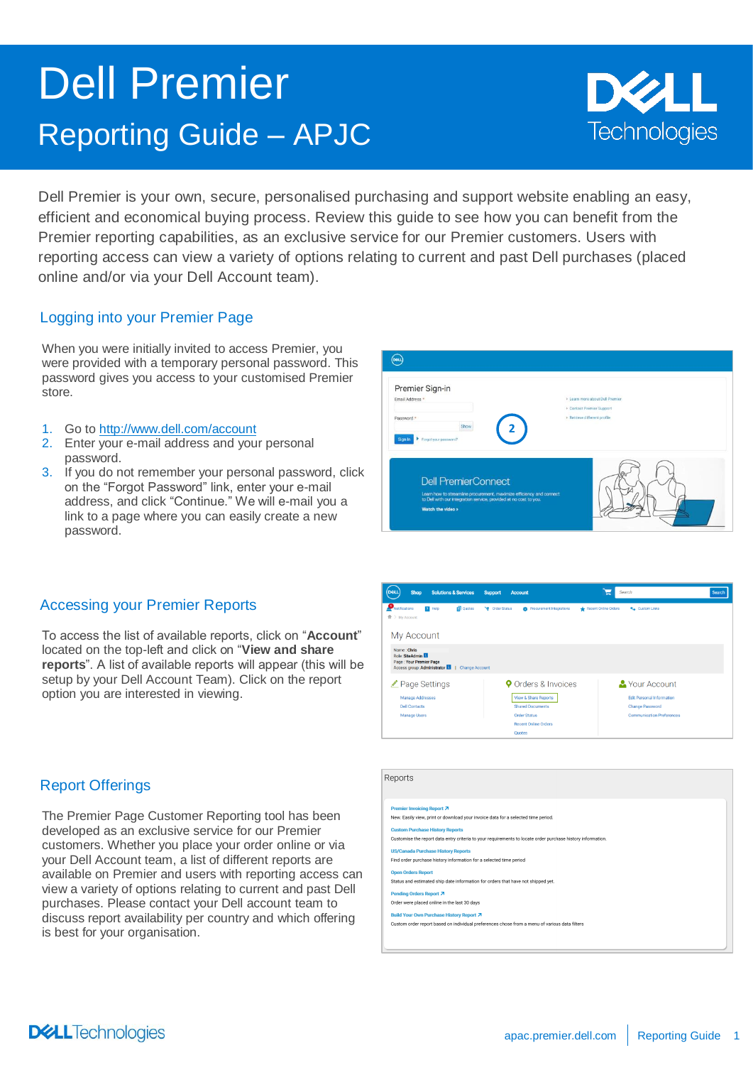# Dell Premier

## Reporting Guide – APJC

Dell Premier is your own, secure, personalised purchasing and support website enabling an easy, efficient and economical buying process. Review this guide to see how you can benefit from the Premier reporting capabilities, as an exclusive service for our Premier customers. Users with reporting access can view a variety of options relating to current and past Dell purchases (placed online and/or via your Dell Account team).

### Logging into your Premier Page

When you were initially invited to access Premier, you were provided with a temporary personal password. This password gives you access to your customised Premier store.

1. Go to http://www.dell.com/account
2. Enter your e-mail address and your personal password.
3. If you do not remember your personal password, click on the "Forgot Password" link, enter your e-mail address, and click "Continue." We will e-mail you a link to a page where you can easily create a new password.

### Accessing your Premier Reports

To access the list of available reports, click on "**Account**" located on the top-left and click on "**View and share reports**". A list of available reports will appear (this will be setup by your Dell Account Team). Click on the report option you are interested in viewing.

### Report Offerings

The Premier Page Customer Reporting tool has been developed as an exclusive service for our Premier customers. Whether you place your order online or via your Dell Account team, a list of different reports are available on Premier and users with reporting access can view a variety of options relating to current and past Dell purchases. Please contact your Dell account team to discuss report availability per country and which offering is best for your organisation.

Reports

**Premier Invoicing Report**
New: Easily view, print or download your invoice data for a selected time period.

**Custom Purchase History Reports**
Customise the report data entry criteria to your requirements to locate order purchase history information.

**US/Canada Purchase History Reports**
Find order purchase history information for a selected time period

**Open Orders Report**
Status and estimated ship date information for orders that have not shipped yet.

**Pending Orders Report**
Order were placed online in the last 30 days

**Build Your Own Purchase History Report**
Custom order report based on individual preferences chose from a menu of various data filters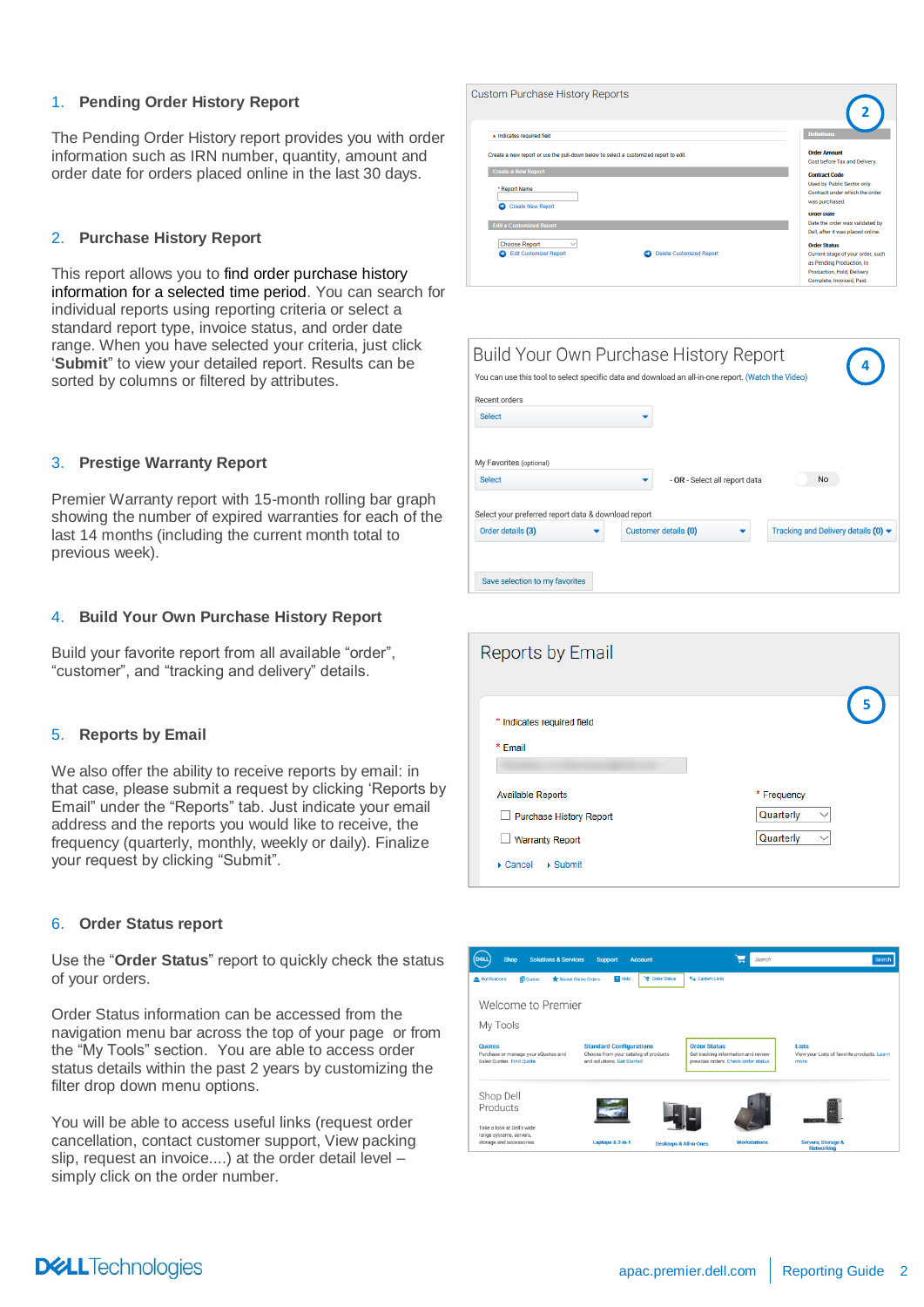## 1. Pending Order History Report

The Pending Order History report provides you with order information such as IRN number, quantity, amount and order date for orders placed online in the last 30 days.

## 2. Purchase History Report

This report allows you to find order purchase history information for a selected time period. You can search for individual reports using reporting criteria or select a standard report type, invoice status, and order date range. When you have selected your criteria, just click '**Submit**' to view your detailed report. Results can be sorted by columns or filtered by attributes.

## 3. Prestige Warranty Report

Premier Warranty report with 15-month rolling bar graph showing the number of expired warranties for each of the last 14 months (including the current month total to previous week).

## 4. Build Your Own Purchase History Report

Build your favorite report from all available “order”, “customer”, and “tracking and delivery” details.

## 5. Reports by Email

We also offer the ability to receive reports by email: in that case, please submit a request by clicking ‘Reports by Email” under the “Reports” tab. Just indicate your email address and the reports you would like to receive, the frequency (quarterly, monthly, weekly or daily). Finalize your request by clicking “Submit”.

## 6. Order Status report

Use the “**Order Status**” report to quickly check the status of your orders.

Order Status information can be accessed from the navigation menu bar across the top of your page or from the “My Tools” section. You are able to access order status details within the past 2 years by customizing the filter drop down menu options.

You will be able to access useful links (request order cancellation, contact customer support, View packing slip, request an invoice....) at the order detail level – simply click on the order number.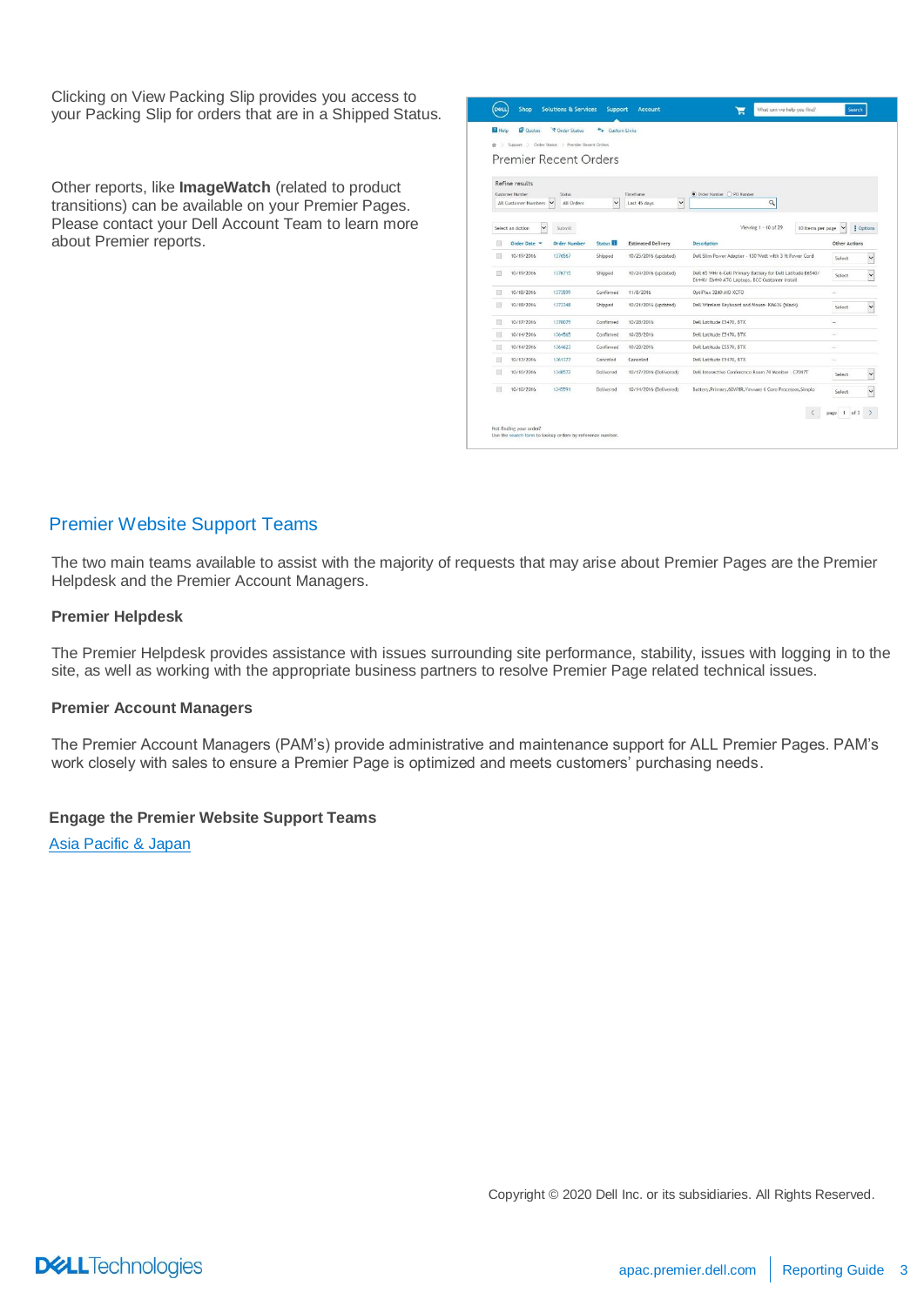Clicking on View Packing Slip provides you access to your Packing Slip for orders that are in a Shipped Status.

Other reports, like **ImageWatch** (related to product transitions) can be available on your Premier Pages. Please contact your Dell Account Team to learn more about Premier reports.

## Premier Website Support Teams

The two main teams available to assist with the majority of requests that may arise about Premier Pages are the Premier Helpdesk and the Premier Account Managers.

**Premier Helpdesk**

The Premier Helpdesk provides assistance with issues surrounding site performance, stability, issues with logging in to the site, as well as working with the appropriate business partners to resolve Premier Page related technical issues.

**Premier Account Managers**

The Premier Account Managers (PAM's) provide administrative and maintenance support for ALL Premier Pages. PAM's work closely with sales to ensure a Premier Page is optimized and meets customers' purchasing needs.

**Engage the Premier Website Support Teams**

Asia Pacific & Japan

Copyright © 2020 Dell Inc. or its subsidiaries. All Rights Reserved.